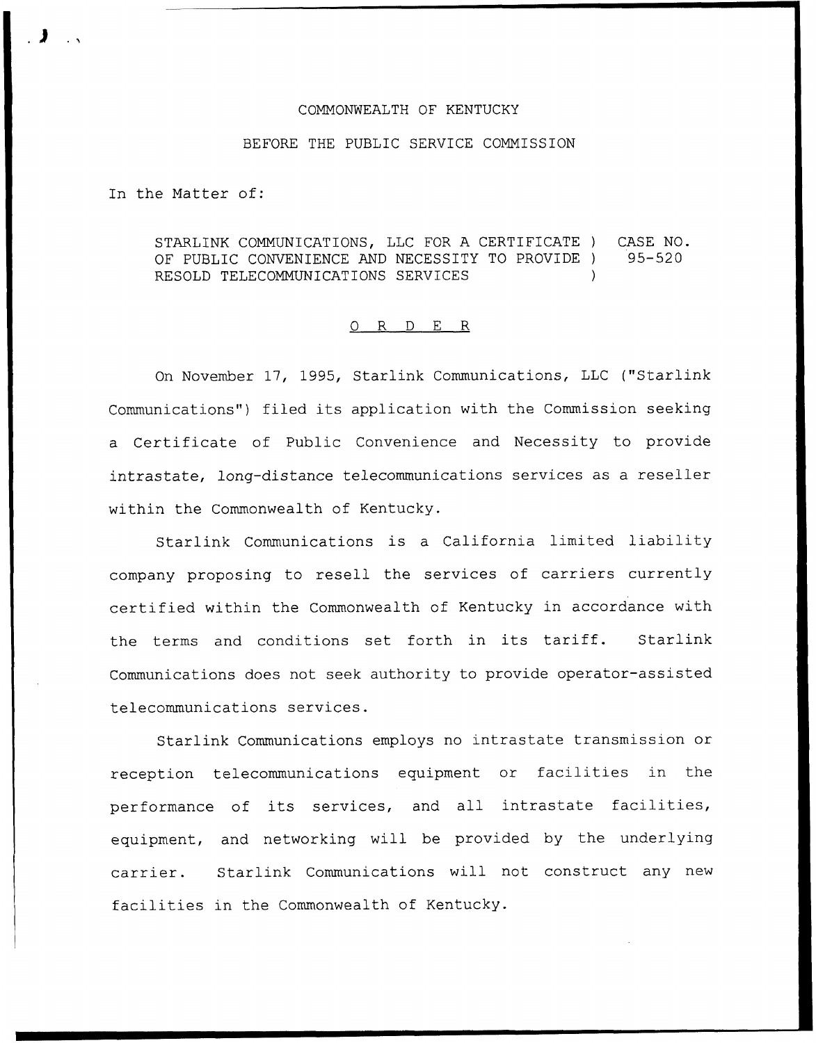COMMONWEALTH OF KENTUCKY

BEFORE THE PUBLIC SERVICE COMMISSION

In the Matter of:

STARLINK COMMUNICATIONS, LLC FOR A CERTIFICATE ) CASE NO.
OF PUBLIC CONVENIENCE AND NECESSITY TO PROVIDE ) 95-520
RESOLD TELECOMMUNICATIONS SERVICES )

O R D E R

On November 17, 1995, Starlink Communications, LLC ("Starlink Communications") filed its application with the Commission seeking a Certificate of Public Convenience and Necessity to provide intrastate, long-distance telecommunications services as a reseller within the Commonwealth of Kentucky.

Starlink Communications is a California limited liability company proposing to resell the services of carriers currently certified within the Commonwealth of Kentucky in accordance with the terms and conditions set forth in its tariff. Starlink Communications does not seek authority to provide operator-assisted telecommunications services.

Starlink Communications employs no intrastate transmission or reception telecommunications equipment or facilities in the performance of its services, and all intrastate facilities, equipment, and networking will be provided by the underlying carrier. Starlink Communications will not construct any new facilities in the Commonwealth of Kentucky.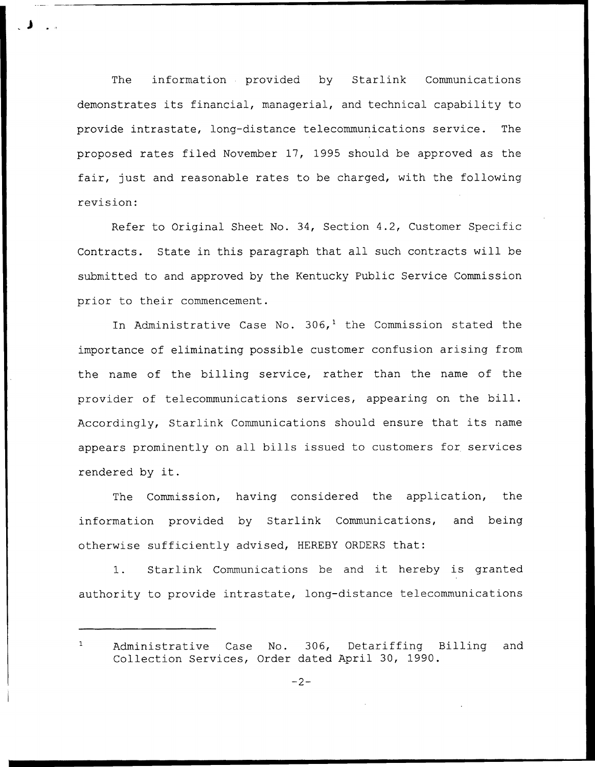The information provided by Starlink Communications demonstrates its financial, managerial, and technical capability to provide intrastate, long-distance telecommunications service. The proposed rates filed November 17, 1995 should be approved as the fair, just and reasonable rates to be charged, with the following revision:

Refer to Original Sheet No. 34, Section 4.2, Customer Specific Contracts. State in this paragraph that all such contracts will be submitted to and approved by the Kentucky Public Service Commission prior to their commencement.

In Administrative Case No. 306,[1] the Commission stated the importance of eliminating possible customer confusion arising from the name of the billing service, rather than the name of the provider of telecommunications services, appearing on the bill. Accordingly, Starlink Communications should ensure that its name appears prominently on all bills issued to customers for services rendered by it.

The Commission, having considered the application, the information provided by Starlink Communications, and being otherwise sufficiently advised, HEREBY ORDERS that:

1. Starlink Communications be and it hereby is granted authority to provide intrastate, long-distance telecommunications

---

[1] Administrative Case No. 306, Detariffing Billing and Collection Services, Order dated April 30, 1990.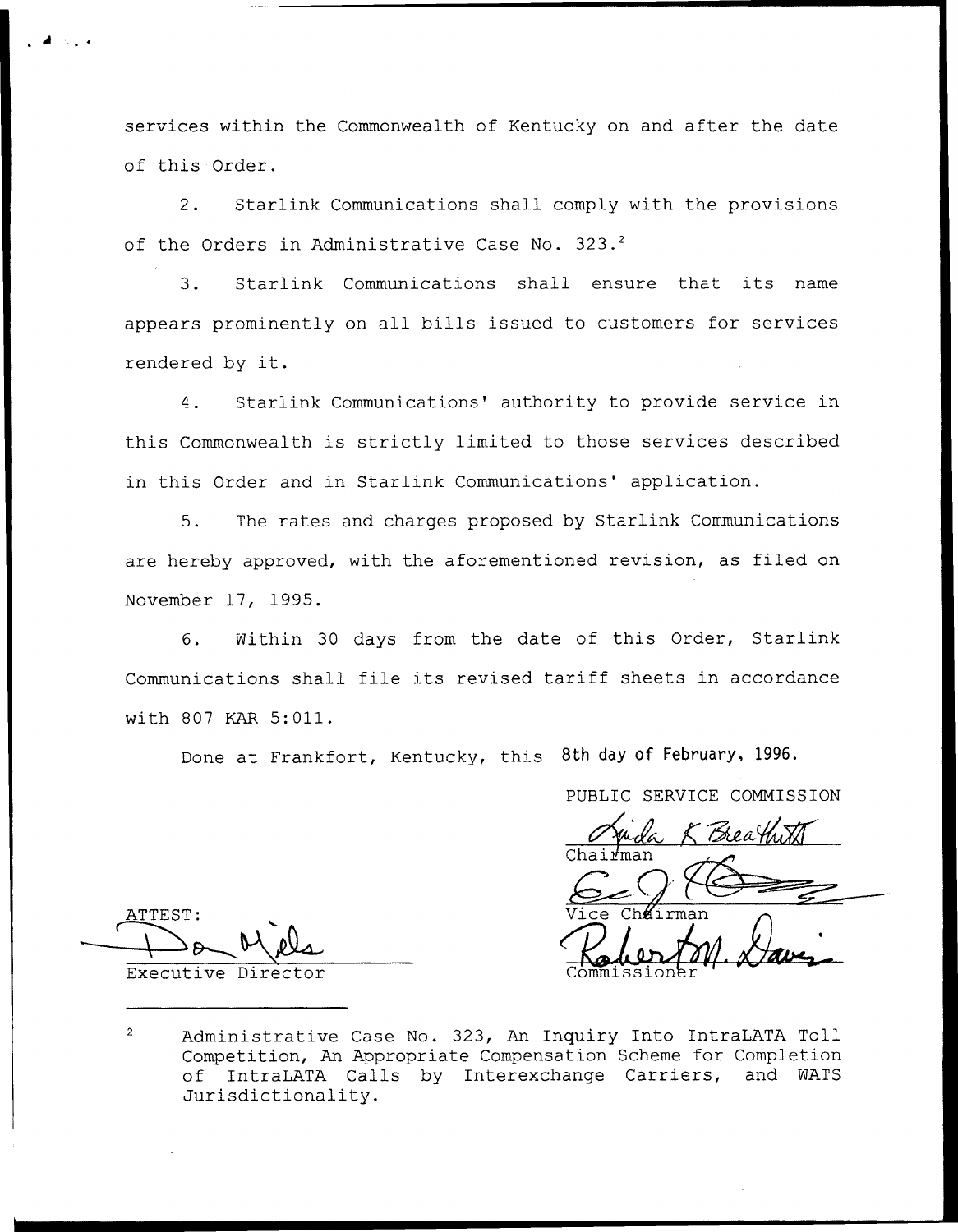services within the Commonwealth of Kentucky on and after the date of this Order.

2. Starlink Communications shall comply with the provisions of the Orders in Administrative Case No. 323.[2]

3. Starlink Communications shall ensure that its name appears prominently on all bills issued to customers for services rendered by it.

4. Starlink Communications' authority to provide service in this Commonwealth is strictly limited to those services described in this Order and in Starlink Communications' application.

5. The rates and charges proposed by Starlink Communications are hereby approved, with the aforementioned revision, as filed on November 17, 1995.

6. Within 30 days from the date of this Order, Starlink Communications shall file its revised tariff sheets in accordance with 807 KAR 5:011.

Done at Frankfort, Kentucky, this 8th day of February, 1996.

PUBLIC SERVICE COMMISSION

Chairman

Vice Chairman

Commissioner

ATTEST:

Executive Director

---

[2] Administrative Case No. 323, An Inquiry Into IntraLATA Toll Competition, An Appropriate Compensation Scheme for Completion of IntraLATA Calls by Interexchange Carriers, and WATS Jurisdictionality.